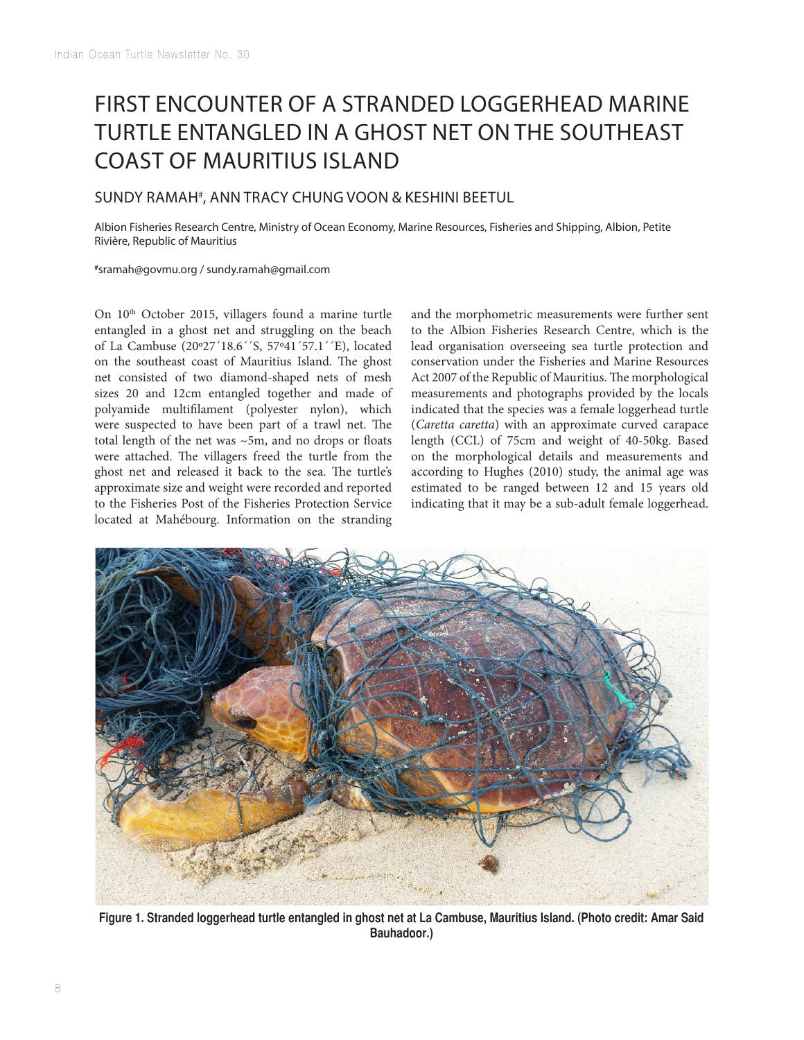# FIRST ENCOUNTER OF A STRANDED LOGGERHEAD MARINE TURTLE ENTANGLED IN A GHOST NET ON THE SOUTHEAST COAST OF MAURITIUS ISLAND

## SUNDY RAMAH[#], ANN TRACY CHUNG VOON & KESHINI BEETUL

Albion Fisheries Research Centre, Ministry of Ocean Economy, Marine Resources, Fisheries and Shipping, Albion, Petite Rivière, Republic of Mauritius

[#]sramah@govmu.org / sundy.ramah@gmail.com

On 10th October 2015, villagers found a marine turtle entangled in a ghost net and struggling on the beach of La Cambuse (20º27´18.6´´S, 57º41´57.1´´E), located on the southeast coast of Mauritius Island. The ghost net consisted of two diamond-shaped nets of mesh sizes 20 and 12cm entangled together and made of polyamide multifilament (polyester nylon), which were suspected to have been part of a trawl net. The total length of the net was ~5m, and no drops or floats were attached. The villagers freed the turtle from the ghost net and released it back to the sea. The turtle's approximate size and weight were recorded and reported to the Fisheries Post of the Fisheries Protection Service located at Mahébourg. Information on the stranding and the morphometric measurements were further sent to the Albion Fisheries Research Centre, which is the lead organisation overseeing sea turtle protection and conservation under the Fisheries and Marine Resources Act 2007 of the Republic of Mauritius. The morphological measurements and photographs provided by the locals indicated that the species was a female loggerhead turtle (*Caretta caretta*) with an approximate curved carapace length (CCL) of 75cm and weight of 40-50kg. Based on the morphological details and measurements and according to Hughes (2010) study, the animal age was estimated to be ranged between 12 and 15 years old indicating that it may be a sub-adult female loggerhead.

**Figure 1. Stranded loggerhead turtle entangled in ghost net at La Cambuse, Mauritius Island. (Photo credit: Amar Said Bauhadoor.)**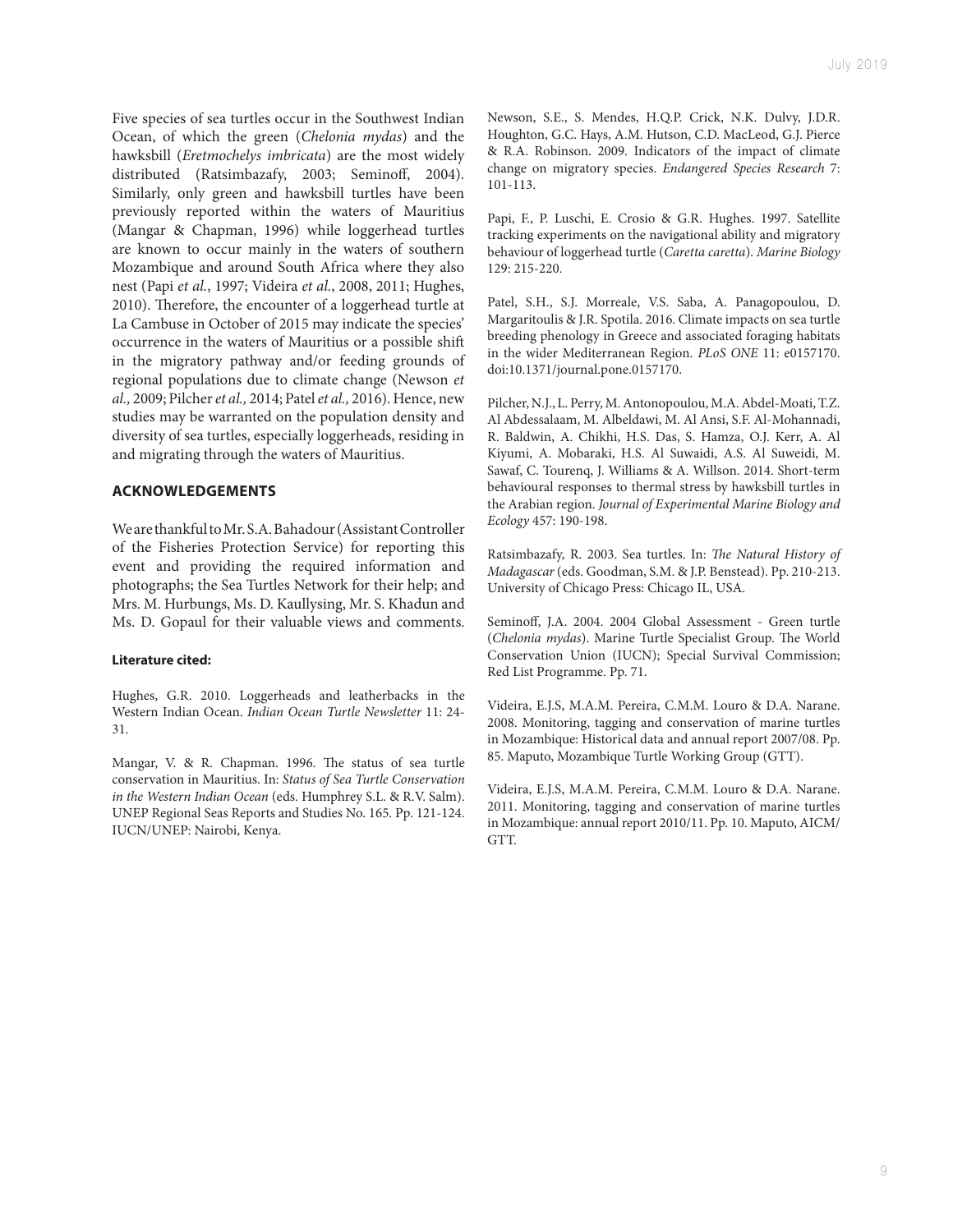Five species of sea turtles occur in the Southwest Indian Ocean, of which the green (*Chelonia mydas*) and the hawksbill (*Eretmochelys imbricata*) are the most widely distributed (Ratsimbazafy, 2003; Seminoff, 2004). Similarly, only green and hawksbill turtles have been previously reported within the waters of Mauritius (Mangar & Chapman, 1996) while loggerhead turtles are known to occur mainly in the waters of southern Mozambique and around South Africa where they also nest (Papi *et al.*, 1997; Videira *et al.*, 2008, 2011; Hughes, 2010). Therefore, the encounter of a loggerhead turtle at La Cambuse in October of 2015 may indicate the species' occurrence in the waters of Mauritius or a possible shift in the migratory pathway and/or feeding grounds of regional populations due to climate change (Newson *et al.*, 2009; Pilcher *et al.*, 2014; Patel *et al.*, 2016). Hence, new studies may be warranted on the population density and diversity of sea turtles, especially loggerheads, residing in and migrating through the waters of Mauritius.

## ACKNOWLEDGEMENTS

We are thankful to Mr. S.A. Bahadour (Assistant Controller of the Fisheries Protection Service) for reporting this event and providing the required information and photographs; the Sea Turtles Network for their help; and Mrs. M. Hurbungs, Ms. D. Kaullysing, Mr. S. Khadun and Ms. D. Gopaul for their valuable views and comments.

#### Literature cited:

Hughes, G.R. 2010. Loggerheads and leatherbacks in the Western Indian Ocean. *Indian Ocean Turtle Newsletter* 11: 24-31.

Mangar, V. & R. Chapman. 1996. The status of sea turtle conservation in Mauritius. In: *Status of Sea Turtle Conservation in the Western Indian Ocean* (eds. Humphrey S.L. & R.V. Salm). UNEP Regional Seas Reports and Studies No. 165. Pp. 121-124. IUCN/UNEP: Nairobi, Kenya.

Newson, S.E., S. Mendes, H.Q.P. Crick, N.K. Dulvy, J.D.R. Houghton, G.C. Hays, A.M. Hutson, C.D. MacLeod, G.J. Pierce & R.A. Robinson. 2009. Indicators of the impact of climate change on migratory species. *Endangered Species Research* 7: 101-113.

Papi, F., P. Luschi, E. Crosio & G.R. Hughes. 1997. Satellite tracking experiments on the navigational ability and migratory behaviour of loggerhead turtle (*Caretta caretta*). *Marine Biology* 129: 215-220.

Patel, S.H., S.J. Morreale, V.S. Saba, A. Panagopoulou, D. Margaritoulis & J.R. Spotila. 2016. Climate impacts on sea turtle breeding phenology in Greece and associated foraging habitats in the wider Mediterranean Region. *PLoS ONE* 11: e0157170. doi:10.1371/journal.pone.0157170.

Pilcher, N.J., L. Perry, M. Antonopoulou, M.A. Abdel-Moati, T.Z. Al Abdessalaam, M. Albeldawi, M. Al Ansi, S.F. Al-Mohannadi, R. Baldwin, A. Chikhi, H.S. Das, S. Hamza, O.J. Kerr, A. Al Kiyumi, A. Mobaraki, H.S. Al Suwaidi, A.S. Al Suweidi, M. Sawaf, C. Tourenq, J. Williams & A. Willson. 2014. Short-term behavioural responses to thermal stress by hawksbill turtles in the Arabian region. *Journal of Experimental Marine Biology and Ecology* 457: 190-198.

Ratsimbazafy, R. 2003. Sea turtles. In: *The Natural History of Madagascar* (eds. Goodman, S.M. & J.P. Benstead). Pp. 210-213. University of Chicago Press: Chicago IL, USA.

Seminoff, J.A. 2004. 2004 Global Assessment - Green turtle (*Chelonia mydas*). Marine Turtle Specialist Group. The World Conservation Union (IUCN); Special Survival Commission; Red List Programme. Pp. 71.

Videira, E.J.S, M.A.M. Pereira, C.M.M. Louro & D.A. Narane. 2008. Monitoring, tagging and conservation of marine turtles in Mozambique: Historical data and annual report 2007/08. Pp. 85. Maputo, Mozambique Turtle Working Group (GTT).

Videira, E.J.S, M.A.M. Pereira, C.M.M. Louro & D.A. Narane. 2011. Monitoring, tagging and conservation of marine turtles in Mozambique: annual report 2010/11. Pp. 10. Maputo, AICM/GTT.